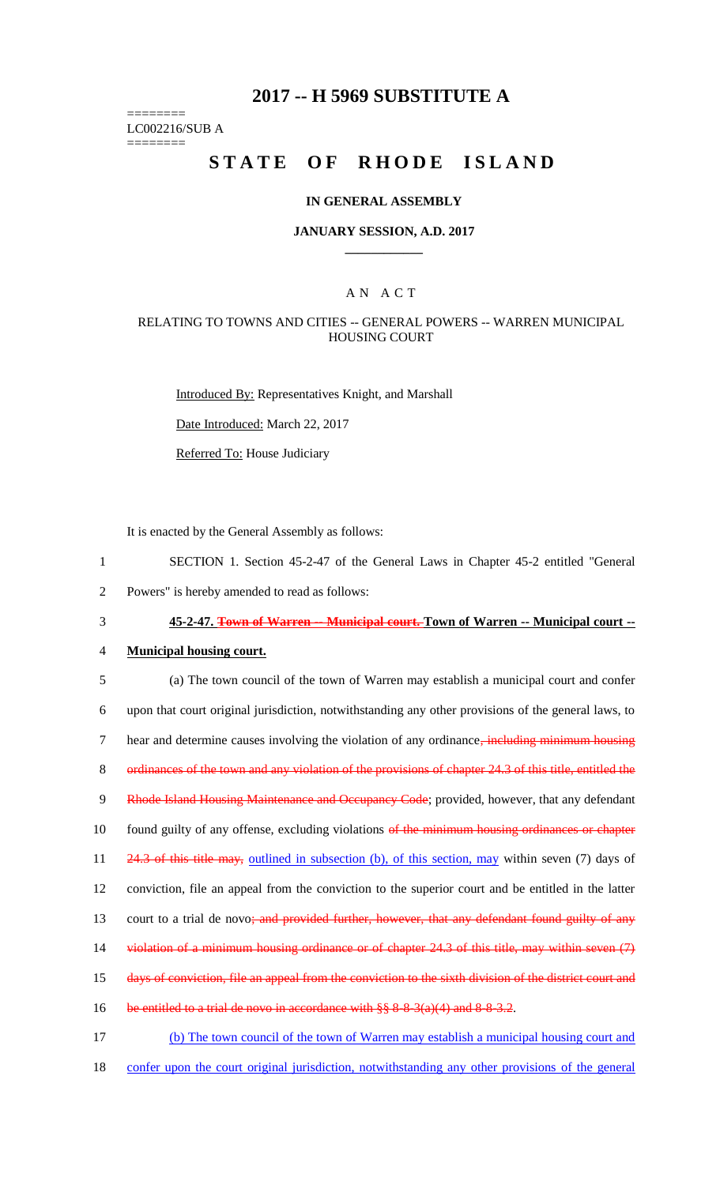# 2017 -- H 5969 SUBSTITUTE A

========
LC002216/SUB A
========

# STATE OF RHODE ISLAND

## IN GENERAL ASSEMBLY

### JANUARY SESSION, A.D. 2017

____________

A N A C T

RELATING TO TOWNS AND CITIES -- GENERAL POWERS -- WARREN MUNICIPAL HOUSING COURT

Introduced By: Representatives Knight, and Marshall

Date Introduced: March 22, 2017

Referred To: House Judiciary

It is enacted by the General Assembly as follows:

1 SECTION 1. Section 45-2-47 of the General Laws in Chapter 45-2 entitled "General
2 Powers" is hereby amended to read as follows:

3 **45-2-47. ~~Town of Warren -- Municipal court.~~ Town of Warren -- Municipal court --**
4 **Municipal housing court.**

5 (a) The town council of the town of Warren may establish a municipal court and confer
6 upon that court original jurisdiction, notwithstanding any other provisions of the general laws, to
7 hear and determine causes involving the violation of any ordinance~~, including minimum housing~~
8 ~~ordinances of the town and any violation of the provisions of chapter 24.3 of this title, entitled the~~
9 ~~Rhode Island Housing Maintenance and Occupancy Code~~; provided, however, that any defendant
10 found guilty of any offense, excluding violations ~~of the minimum housing ordinances or chapter~~
11 ~~24.3 of this title may,~~ outlined in subsection (b), of this section, may within seven (7) days of
12 conviction, file an appeal from the conviction to the superior court and be entitled in the latter
13 court to a trial de novo~~; and provided further, however, that any defendant found guilty of any~~
14 ~~violation of a minimum housing ordinance or of chapter 24.3 of this title, may within seven (7)~~
15 ~~days of conviction, file an appeal from the conviction to the sixth division of the district court and~~
16 ~~be entitled to a trial de novo in accordance with §§ 8-8-3(a)(4) and 8-8-3.2~~.

17 (b) The town council of the town of Warren may establish a municipal housing court and
18 confer upon the court original jurisdiction, notwithstanding any other provisions of the general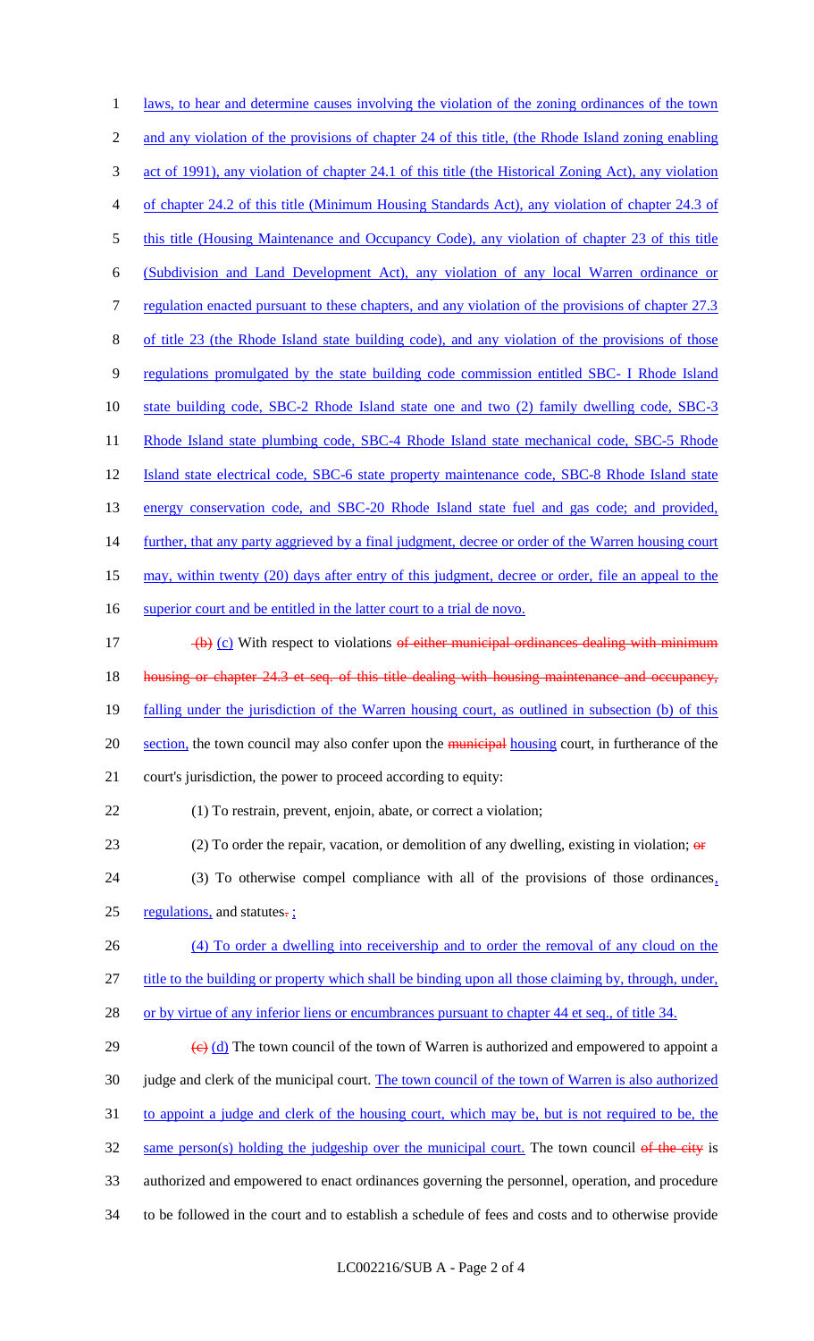laws, to hear and determine causes involving the violation of the zoning ordinances of the town and any violation of the provisions of chapter 24 of this title, (the Rhode Island zoning enabling act of 1991), any violation of chapter 24.1 of this title (the Historical Zoning Act), any violation of chapter 24.2 of this title (Minimum Housing Standards Act), any violation of chapter 24.3 of this title (Housing Maintenance and Occupancy Code), any violation of chapter 23 of this title (Subdivision and Land Development Act), any violation of any local Warren ordinance or regulation enacted pursuant to these chapters, and any violation of the provisions of chapter 27.3 of title 23 (the Rhode Island state building code), and any violation of the provisions of those regulations promulgated by the state building code commission entitled SBC- I Rhode Island state building code, SBC-2 Rhode Island state one and two (2) family dwelling code, SBC-3 Rhode Island state plumbing code, SBC-4 Rhode Island state mechanical code, SBC-5 Rhode Island state electrical code, SBC-6 state property maintenance code, SBC-8 Rhode Island state energy conservation code, and SBC-20 Rhode Island state fuel and gas code; and provided, further, that any party aggrieved by a final judgment, decree or order of the Warren housing court may, within twenty (20) days after entry of this judgment, decree or order, file an appeal to the superior court and be entitled in the latter court to a trial de novo.

~~(b)~~ (c) With respect to violations ~~of either municipal ordinances dealing with minimum housing or chapter 24.3 et seq. of this title dealing with housing maintenance and occupancy,~~ falling under the jurisdiction of the Warren housing court, as outlined in subsection (b) of this section, the town council may also confer upon the ~~municipal~~ housing court, in furtherance of the court's jurisdiction, the power to proceed according to equity:

(1) To restrain, prevent, enjoin, abate, or correct a violation;

(2) To order the repair, vacation, or demolition of any dwelling, existing in violation; ~~or~~

(3) To otherwise compel compliance with all of the provisions of those ordinances, regulations, and statutes~~.~~ ;

(4) To order a dwelling into receivership and to order the removal of any cloud on the title to the building or property which shall be binding upon all those claiming by, through, under, or by virtue of any inferior liens or encumbrances pursuant to chapter 44 et seq., of title 34.

~~(c)~~ (d) The town council of the town of Warren is authorized and empowered to appoint a judge and clerk of the municipal court. The town council of the town of Warren is also authorized to appoint a judge and clerk of the housing court, which may be, but is not required to be, the same person(s) holding the judgeship over the municipal court. The town council ~~of the city~~ is authorized and empowered to enact ordinances governing the personnel, operation, and procedure to be followed in the court and to establish a schedule of fees and costs and to otherwise provide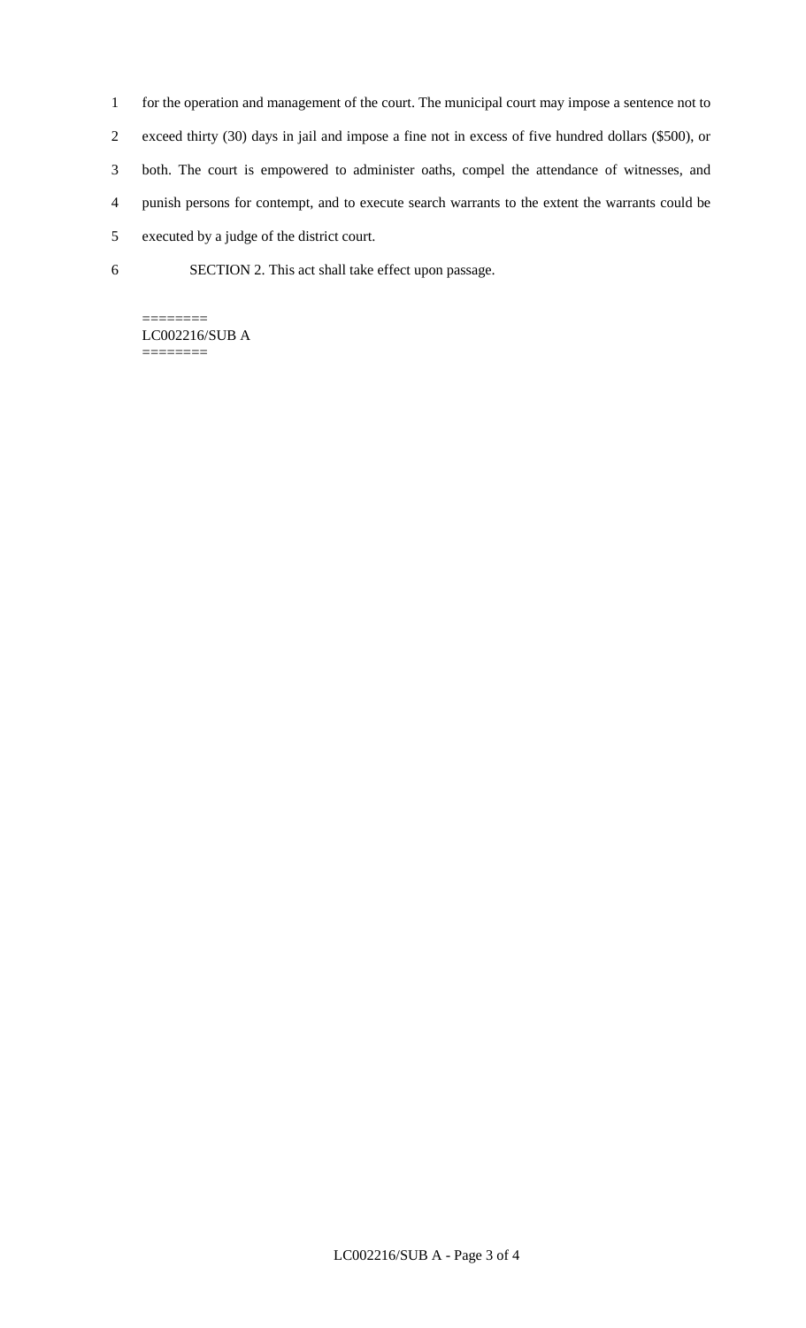for the operation and management of the court. The municipal court may impose a sentence not to exceed thirty (30) days in jail and impose a fine not in excess of five hundred dollars ($500), or both. The court is empowered to administer oaths, compel the attendance of witnesses, and punish persons for contempt, and to execute search warrants to the extent the warrants could be executed by a judge of the district court.

SECTION 2. This act shall take effect upon passage.

========
LC002216/SUB A
========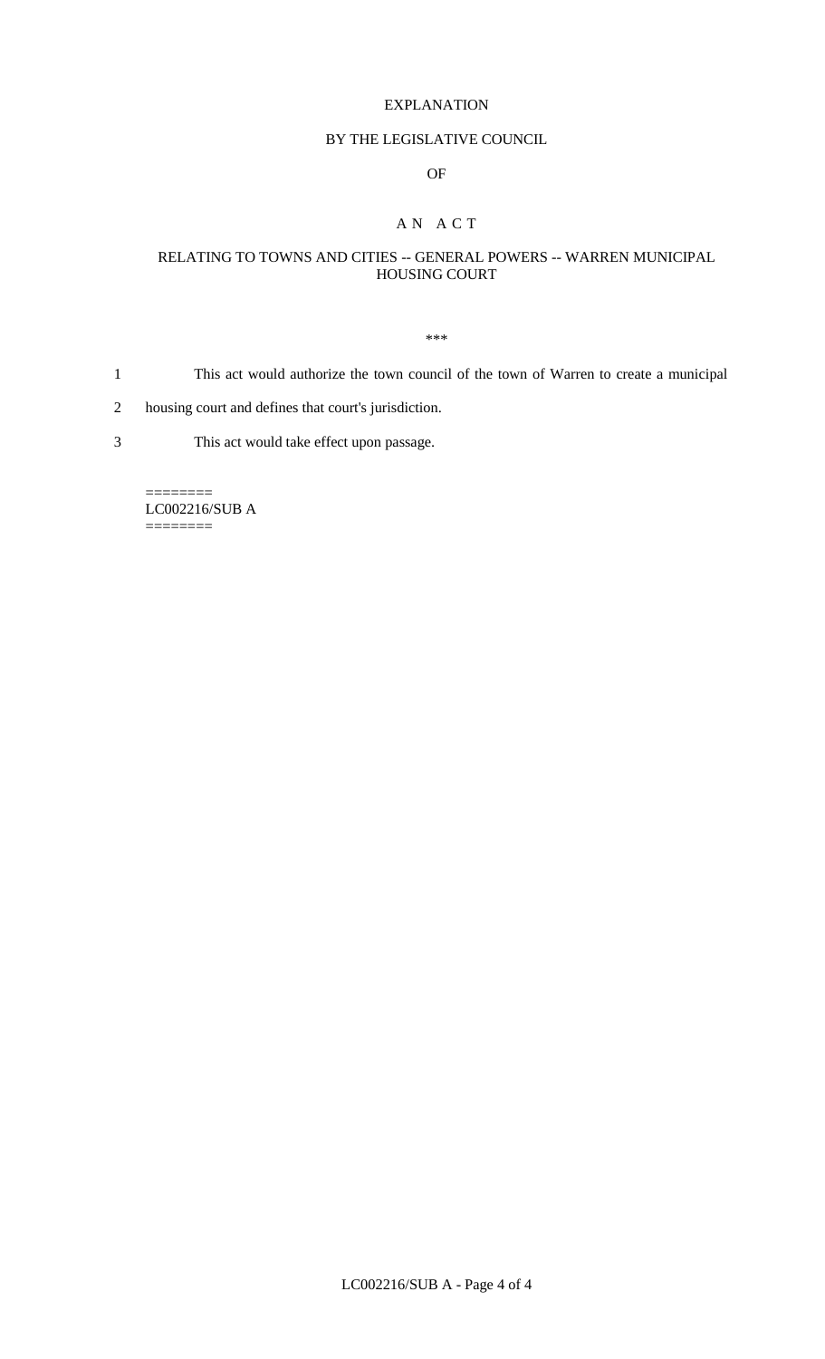EXPLANATION

BY THE LEGISLATIVE COUNCIL

OF

# A N A C T

RELATING TO TOWNS AND CITIES -- GENERAL POWERS -- WARREN MUNICIPAL HOUSING COURT

\*\*\*

1 This act would authorize the town council of the town of Warren to create a municipal
2 housing court and defines that court's jurisdiction.
3 This act would take effect upon passage.

========
LC002216/SUB A
========